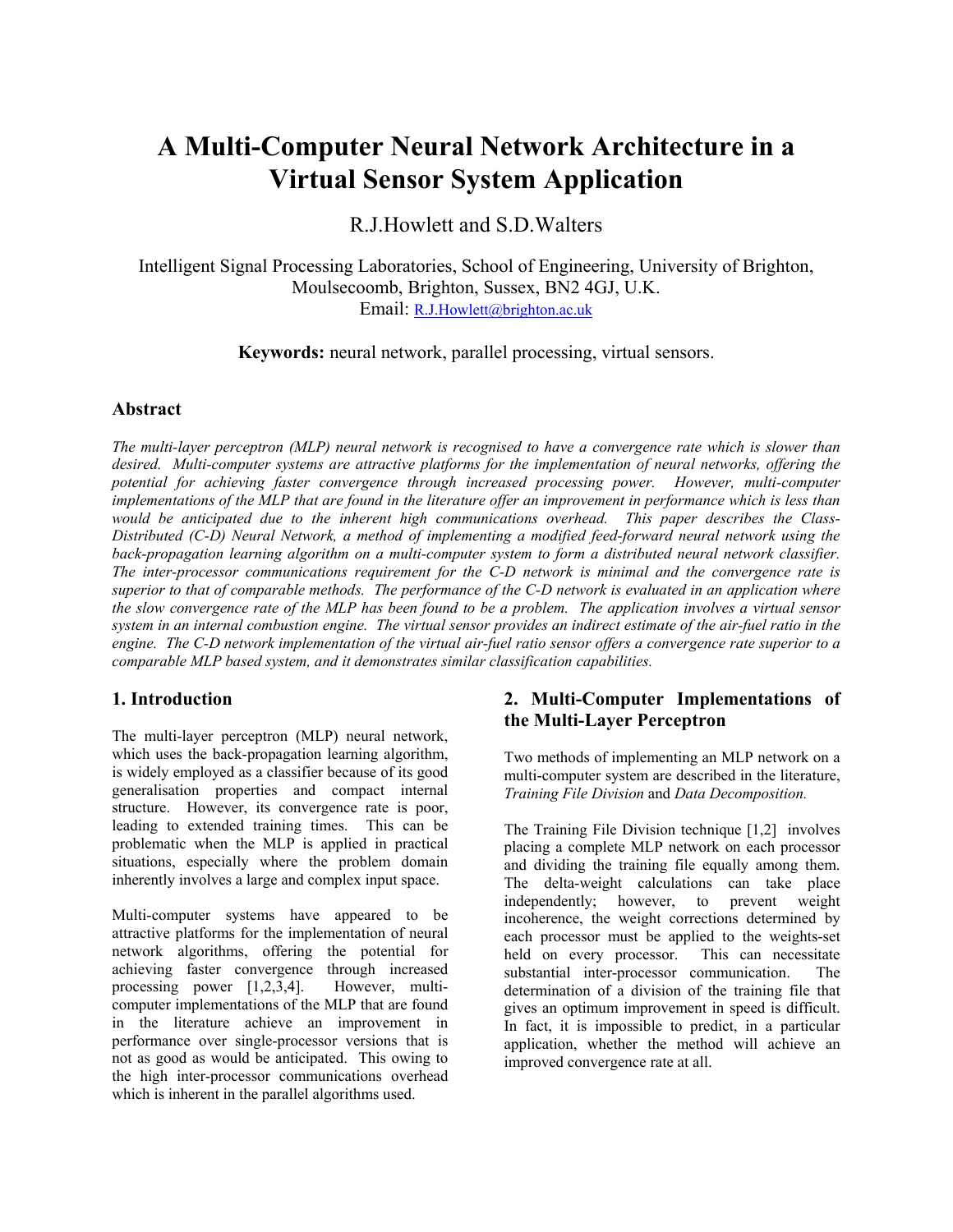# A Multi-Computer Neural Network Architecture in a Virtual Sensor System Application

R.J.Howlett and S.D.Walters

Intelligent Signal Processing Laboratories, School of Engineering, University of Brighton, Moulsecoomb, Brighton, Sussex, BN2 4GJ, U.K.
Email: R.J.Howlett@brighton.ac.uk

**Keywords:** neural network, parallel processing, virtual sensors.

## Abstract

*The multi-layer perceptron (MLP) neural network is recognised to have a convergence rate which is slower than desired. Multi-computer systems are attractive platforms for the implementation of neural networks, offering the potential for achieving faster convergence through increased processing power. However, multi-computer implementations of the MLP that are found in the literature offer an improvement in performance which is less than would be anticipated due to the inherent high communications overhead. This paper describes the Class-Distributed (C-D) Neural Network, a method of implementing a modified feed-forward neural network using the back-propagation learning algorithm on a multi-computer system to form a distributed neural network classifier. The inter-processor communications requirement for the C-D network is minimal and the convergence rate is superior to that of comparable methods. The performance of the C-D network is evaluated in an application where the slow convergence rate of the MLP has been found to be a problem. The application involves a virtual sensor system in an internal combustion engine. The virtual sensor provides an indirect estimate of the air-fuel ratio in the engine. The C-D network implementation of the virtual air-fuel ratio sensor offers a convergence rate superior to a comparable MLP based system, and it demonstrates similar classification capabilities.*

## 1. Introduction

The multi-layer perceptron (MLP) neural network, which uses the back-propagation learning algorithm, is widely employed as a classifier because of its good generalisation properties and compact internal structure. However, its convergence rate is poor, leading to extended training times. This can be problematic when the MLP is applied in practical situations, especially where the problem domain inherently involves a large and complex input space.

Multi-computer systems have appeared to be attractive platforms for the implementation of neural network algorithms, offering the potential for achieving faster convergence through increased processing power [1,2,3,4]. However, multi-computer implementations of the MLP that are found in the literature achieve an improvement in performance over single-processor versions that is not as good as would be anticipated. This owing to the high inter-processor communications overhead which is inherent in the parallel algorithms used.

## 2. Multi-Computer Implementations of the Multi-Layer Perceptron

Two methods of implementing an MLP network on a multi-computer system are described in the literature, *Training File Division* and *Data Decomposition.*

The Training File Division technique [1,2] involves placing a complete MLP network on each processor and dividing the training file equally among them. The delta-weight calculations can take place independently; however, to prevent weight incoherence, the weight corrections determined by each processor must be applied to the weights-set held on every processor. This can necessitate substantial inter-processor communication. The determination of a division of the training file that gives an optimum improvement in speed is difficult. In fact, it is impossible to predict, in a particular application, whether the method will achieve an improved convergence rate at all.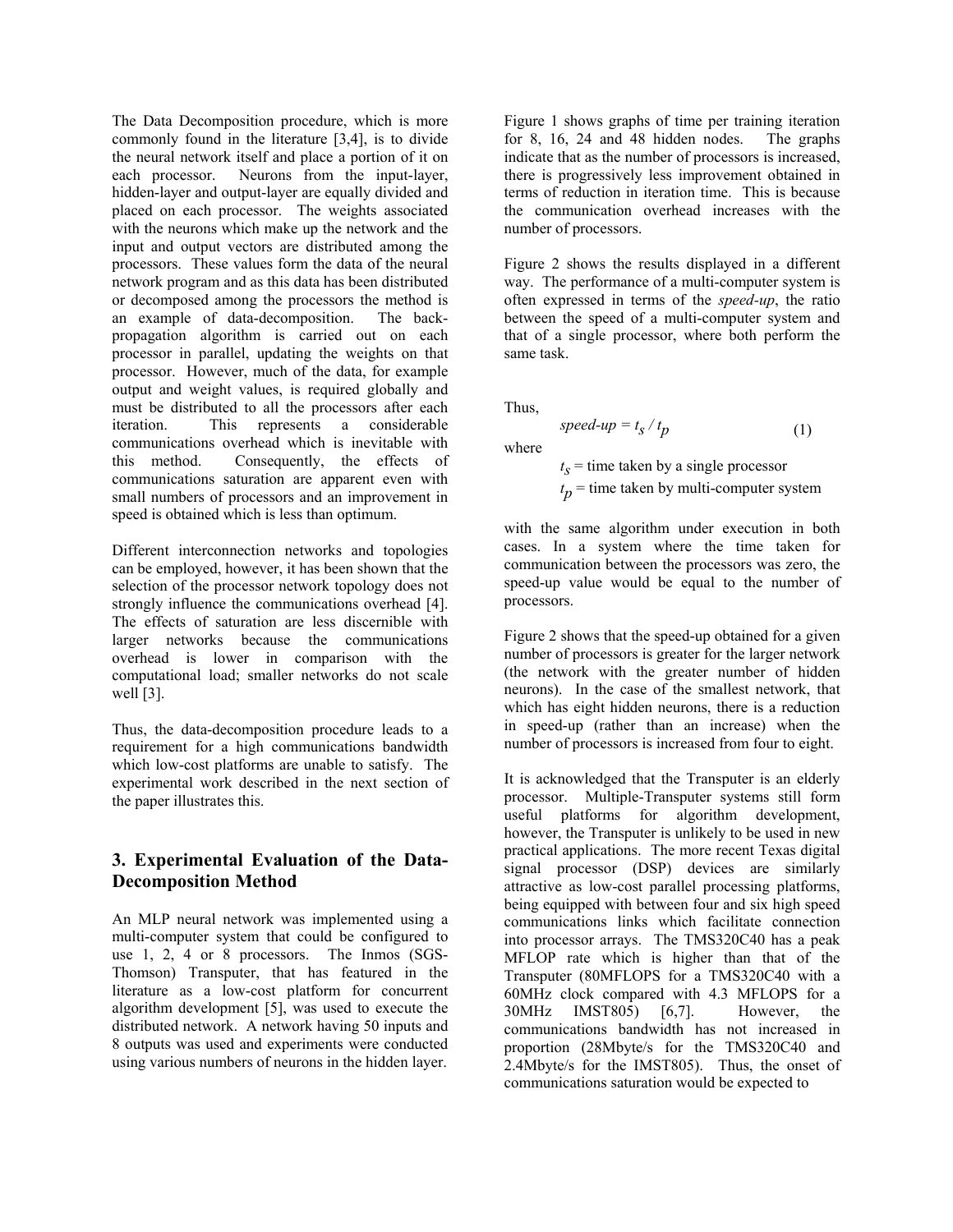The Data Decomposition procedure, which is more commonly found in the literature [3,4], is to divide the neural network itself and place a portion of it on each processor. Neurons from the input-layer, hidden-layer and output-layer are equally divided and placed on each processor. The weights associated with the neurons which make up the network and the input and output vectors are distributed among the processors. These values form the data of the neural network program and as this data has been distributed or decomposed among the processors the method is an example of data-decomposition. The back-propagation algorithm is carried out on each processor in parallel, updating the weights on that processor. However, much of the data, for example output and weight values, is required globally and must be distributed to all the processors after each iteration. This represents a considerable communications overhead which is inevitable with this method. Consequently, the effects of communications saturation are apparent even with small numbers of processors and an improvement in speed is obtained which is less than optimum.

Different interconnection networks and topologies can be employed, however, it has been shown that the selection of the processor network topology does not strongly influence the communications overhead [4]. The effects of saturation are less discernible with larger networks because the communications overhead is lower in comparison with the computational load; smaller networks do not scale well [3].

Thus, the data-decomposition procedure leads to a requirement for a high communications bandwidth which low-cost platforms are unable to satisfy. The experimental work described in the next section of the paper illustrates this.

## 3. Experimental Evaluation of the Data-Decomposition Method

An MLP neural network was implemented using a multi-computer system that could be configured to use 1, 2, 4 or 8 processors. The Inmos (SGS-Thomson) Transputer, that has featured in the literature as a low-cost platform for concurrent algorithm development [5], was used to execute the distributed network. A network having 50 inputs and 8 outputs was used and experiments were conducted using various numbers of neurons in the hidden layer.

Figure 1 shows graphs of time per training iteration for 8, 16, 24 and 48 hidden nodes. The graphs indicate that as the number of processors is increased, there is progressively less improvement obtained in terms of reduction in iteration time. This is because the communication overhead increases with the number of processors.

Figure 2 shows the results displayed in a different way. The performance of a multi-computer system is often expressed in terms of the *speed-up*, the ratio between the speed of a multi-computer system and that of a single processor, where both perform the same task.

Thus,

$$speed\text{-}up = t_s / t_p \qquad (1)$$

where

$t_s$ = time taken by a single processor

$t_p$ = time taken by multi-computer system

with the same algorithm under execution in both cases. In a system where the time taken for communication between the processors was zero, the speed-up value would be equal to the number of processors.

Figure 2 shows that the speed-up obtained for a given number of processors is greater for the larger network (the network with the greater number of hidden neurons). In the case of the smallest network, that which has eight hidden neurons, there is a reduction in speed-up (rather than an increase) when the number of processors is increased from four to eight.

It is acknowledged that the Transputer is an elderly processor. Multiple-Transputer systems still form useful platforms for algorithm development, however, the Transputer is unlikely to be used in new practical applications. The more recent Texas digital signal processor (DSP) devices are similarly attractive as low-cost parallel processing platforms, being equipped with between four and six high speed communications links which facilitate connection into processor arrays. The TMS320C40 has a peak MFLOP rate which is higher than that of the Transputer (80MFLOPS for a TMS320C40 with a 60MHz clock compared with 4.3 MFLOPS for a 30MHz IMST805) [6,7]. However, the communications bandwidth has not increased in proportion (28Mbyte/s for the TMS320C40 and 2.4Mbyte/s for the IMST805). Thus, the onset of communications saturation would be expected to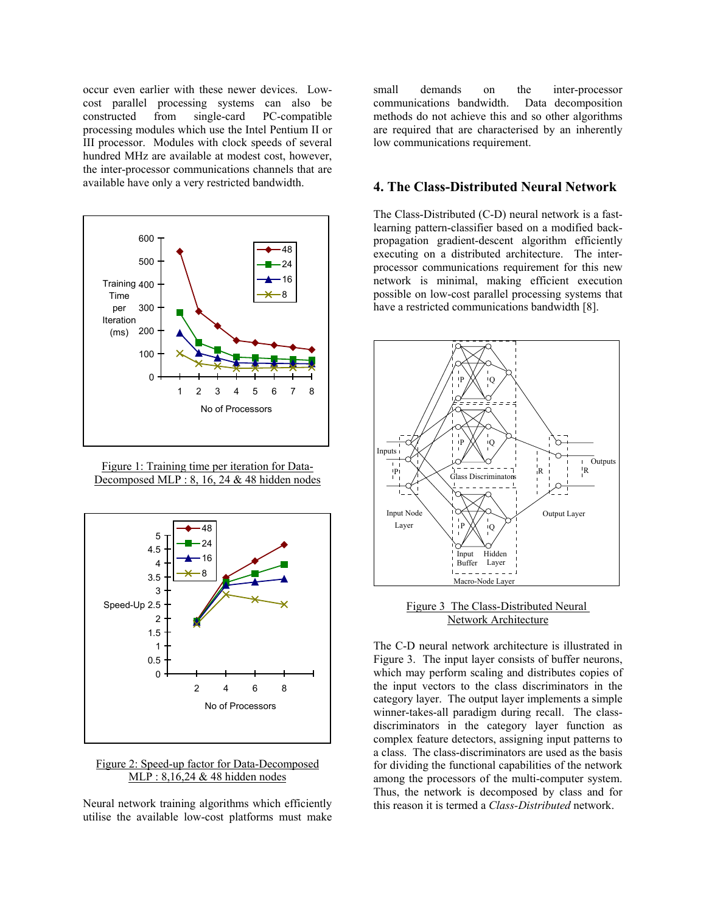occur even earlier with these newer devices. Low-cost parallel processing systems can also be constructed from single-card PC-compatible processing modules which use the Intel Pentium II or III processor. Modules with clock speeds of several hundred MHz are available at modest cost, however, the inter-processor communications channels that are available have only a very restricted bandwidth.

Figure 1: Training time per iteration for Data-Decomposed MLP : 8, 16, 24 & 48 hidden nodes

Figure 2: Speed-up factor for Data-Decomposed MLP : 8,16,24 & 48 hidden nodes

Neural network training algorithms which efficiently utilise the available low-cost platforms must make small demands on the inter-processor communications bandwidth. Data decomposition methods do not achieve this and so other algorithms are required that are characterised by an inherently low communications requirement.

## 4. The Class-Distributed Neural Network

The Class-Distributed (C-D) neural network is a fast-learning pattern-classifier based on a modified back-propagation gradient-descent algorithm efficiently executing on a distributed architecture. The inter-processor communications requirement for this new network is minimal, making efficient execution possible on low-cost parallel processing systems that have a restricted communications bandwidth [8].

Figure 3 The Class-Distributed Neural Network Architecture

The C-D neural network architecture is illustrated in Figure 3. The input layer consists of buffer neurons, which may perform scaling and distributes copies of the input vectors to the class discriminators in the category layer. The output layer implements a simple winner-takes-all paradigm during recall. The class-discriminators in the category layer function as complex feature detectors, assigning input patterns to a class. The class-discriminators are used as the basis for dividing the functional capabilities of the network among the processors of the multi-computer system. Thus, the network is decomposed by class and for this reason it is termed a *Class-Distributed* network.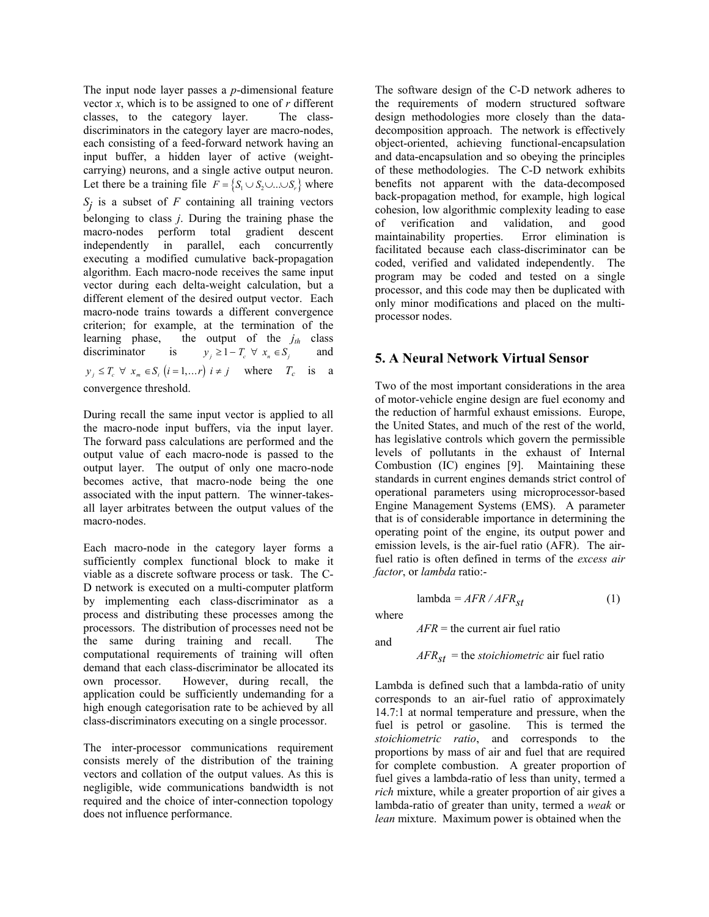The input node layer passes a *p*-dimensional feature vector *x*, which is to be assigned to one of *r* different classes, to the category layer. The class-discriminators in the category layer are macro-nodes, each consisting of a feed-forward network having an input buffer, a hidden layer of active (weight-carrying) neurons, and a single active output neuron. Let there be a training file $F = \{S_1 \cup S_2 \cup ... \cup S_r\}$ where $S_j$ is a subset of *F* containing all training vectors belonging to class *j*. During the training phase the macro-nodes perform total gradient descent independently in parallel, each concurrently executing a modified cumulative back-propagation algorithm. Each macro-node receives the same input vector during each delta-weight calculation, but a different element of the desired output vector. Each macro-node trains towards a different convergence criterion; for example, at the termination of the learning phase, the output of the $j_{th}$ class discriminator is $y_j \geq 1 - T_c \;\; \forall \;\; x_n \in S_j$ and $y_j \leq T_c \;\; \forall \;\; x_m \in S_i \; (i = 1, \ldots r) \; i \neq j$ where $T_c$ is a convergence threshold.

During recall the same input vector is applied to all the macro-node input buffers, via the input layer. The forward pass calculations are performed and the output value of each macro-node is passed to the output layer. The output of only one macro-node becomes active, that macro-node being the one associated with the input pattern. The winner-takes-all layer arbitrates between the output values of the macro-nodes.

Each macro-node in the category layer forms a sufficiently complex functional block to make it viable as a discrete software process or task. The C-D network is executed on a multi-computer platform by implementing each class-discriminator as a process and distributing these processes among the processors. The distribution of processes need not be the same during training and recall. The computational requirements of training will often demand that each class-discriminator be allocated its own processor. However, during recall, the application could be sufficiently undemanding for a high enough categorisation rate to be achieved by all class-discriminators executing on a single processor.

The inter-processor communications requirement consists merely of the distribution of the training vectors and collation of the output values. As this is negligible, wide communications bandwidth is not required and the choice of inter-connection topology does not influence performance.

The software design of the C-D network adheres to the requirements of modern structured software design methodologies more closely than the data-decomposition approach. The network is effectively object-oriented, achieving functional-encapsulation and data-encapsulation and so obeying the principles of these methodologies. The C-D network exhibits benefits not apparent with the data-decomposed back-propagation method, for example, high logical cohesion, low algorithmic complexity leading to ease of verification and validation, and good maintainability properties. Error elimination is facilitated because each class-discriminator can be coded, verified and validated independently. The program may be coded and tested on a single processor, and this code may then be duplicated with only minor modifications and placed on the multi-processor nodes.

## 5. A Neural Network Virtual Sensor

Two of the most important considerations in the area of motor-vehicle engine design are fuel economy and the reduction of harmful exhaust emissions. Europe, the United States, and much of the rest of the world, has legislative controls which govern the permissible levels of pollutants in the exhaust of Internal Combustion (IC) engines [9]. Maintaining these standards in current engines demands strict control of operational parameters using microprocessor-based Engine Management Systems (EMS). A parameter that is of considerable importance in determining the operating point of the engine, its output power and emission levels, is the air-fuel ratio (AFR). The air-fuel ratio is often defined in terms of the *excess air factor*, or *lambda* ratio:-

$$\text{lambda} = AFR / AFR_{st} \tag{1}$$

where

$AFR$ = the current air fuel ratio

and

$AFR_{st}$ = the *stoichiometric* air fuel ratio

Lambda is defined such that a lambda-ratio of unity corresponds to an air-fuel ratio of approximately 14.7:1 at normal temperature and pressure, when the fuel is petrol or gasoline. This is termed the *stoichiometric ratio*, and corresponds to the proportions by mass of air and fuel that are required for complete combustion. A greater proportion of fuel gives a lambda-ratio of less than unity, termed a *rich* mixture, while a greater proportion of air gives a lambda-ratio of greater than unity, termed a *weak* or *lean* mixture. Maximum power is obtained when the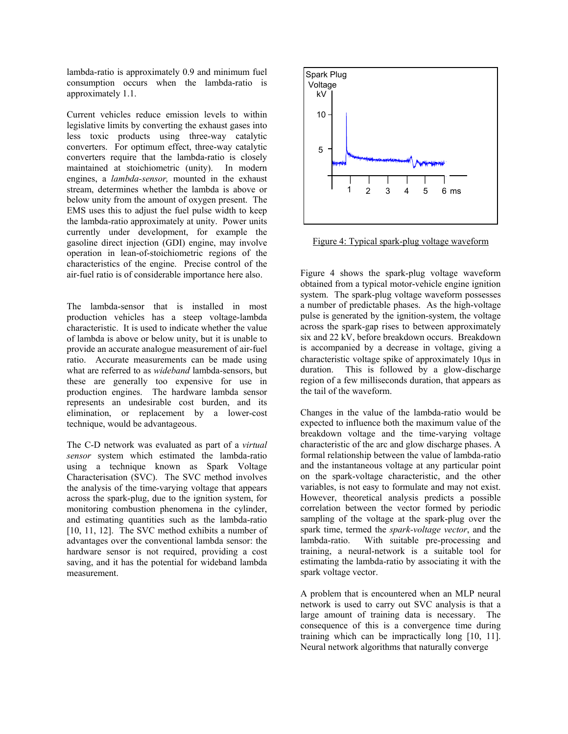lambda-ratio is approximately 0.9 and minimum fuel consumption occurs when the lambda-ratio is approximately 1.1.

Current vehicles reduce emission levels to within legislative limits by converting the exhaust gases into less toxic products using three-way catalytic converters. For optimum effect, three-way catalytic converters require that the lambda-ratio is closely maintained at stoichiometric (unity). In modern engines, a *lambda-sensor,* mounted in the exhaust stream, determines whether the lambda is above or below unity from the amount of oxygen present. The EMS uses this to adjust the fuel pulse width to keep the lambda-ratio approximately at unity. Power units currently under development, for example the gasoline direct injection (GDI) engine, may involve operation in lean-of-stoichiometric regions of the characteristics of the engine. Precise control of the air-fuel ratio is of considerable importance here also.

The lambda-sensor that is installed in most production vehicles has a steep voltage-lambda characteristic. It is used to indicate whether the value of lambda is above or below unity, but it is unable to provide an accurate analogue measurement of air-fuel ratio. Accurate measurements can be made using what are referred to as *wideband* lambda-sensors, but these are generally too expensive for use in production engines. The hardware lambda sensor represents an undesirable cost burden, and its elimination, or replacement by a lower-cost technique, would be advantageous.

The C-D network was evaluated as part of a *virtual sensor* system which estimated the lambda-ratio using a technique known as Spark Voltage Characterisation (SVC). The SVC method involves the analysis of the time-varying voltage that appears across the spark-plug, due to the ignition system, for monitoring combustion phenomena in the cylinder, and estimating quantities such as the lambda-ratio [10, 11, 12]. The SVC method exhibits a number of advantages over the conventional lambda sensor: the hardware sensor is not required, providing a cost saving, and it has the potential for wideband lambda measurement.

Figure 4: Typical spark-plug voltage waveform

Figure 4 shows the spark-plug voltage waveform obtained from a typical motor-vehicle engine ignition system. The spark-plug voltage waveform possesses a number of predictable phases. As the high-voltage pulse is generated by the ignition-system, the voltage across the spark-gap rises to between approximately six and 22 kV, before breakdown occurs. Breakdown is accompanied by a decrease in voltage, giving a characteristic voltage spike of approximately 10μs in duration. This is followed by a glow-discharge region of a few milliseconds duration, that appears as the tail of the waveform.

Changes in the value of the lambda-ratio would be expected to influence both the maximum value of the breakdown voltage and the time-varying voltage characteristic of the arc and glow discharge phases. A formal relationship between the value of lambda-ratio and the instantaneous voltage at any particular point on the spark-voltage characteristic, and the other variables, is not easy to formulate and may not exist. However, theoretical analysis predicts a possible correlation between the vector formed by periodic sampling of the voltage at the spark-plug over the spark time, termed the *spark-voltage vector*, and the lambda-ratio. With suitable pre-processing and training, a neural-network is a suitable tool for estimating the lambda-ratio by associating it with the spark voltage vector.

A problem that is encountered when an MLP neural network is used to carry out SVC analysis is that a large amount of training data is necessary. The consequence of this is a convergence time during training which can be impractically long [10, 11]. Neural network algorithms that naturally converge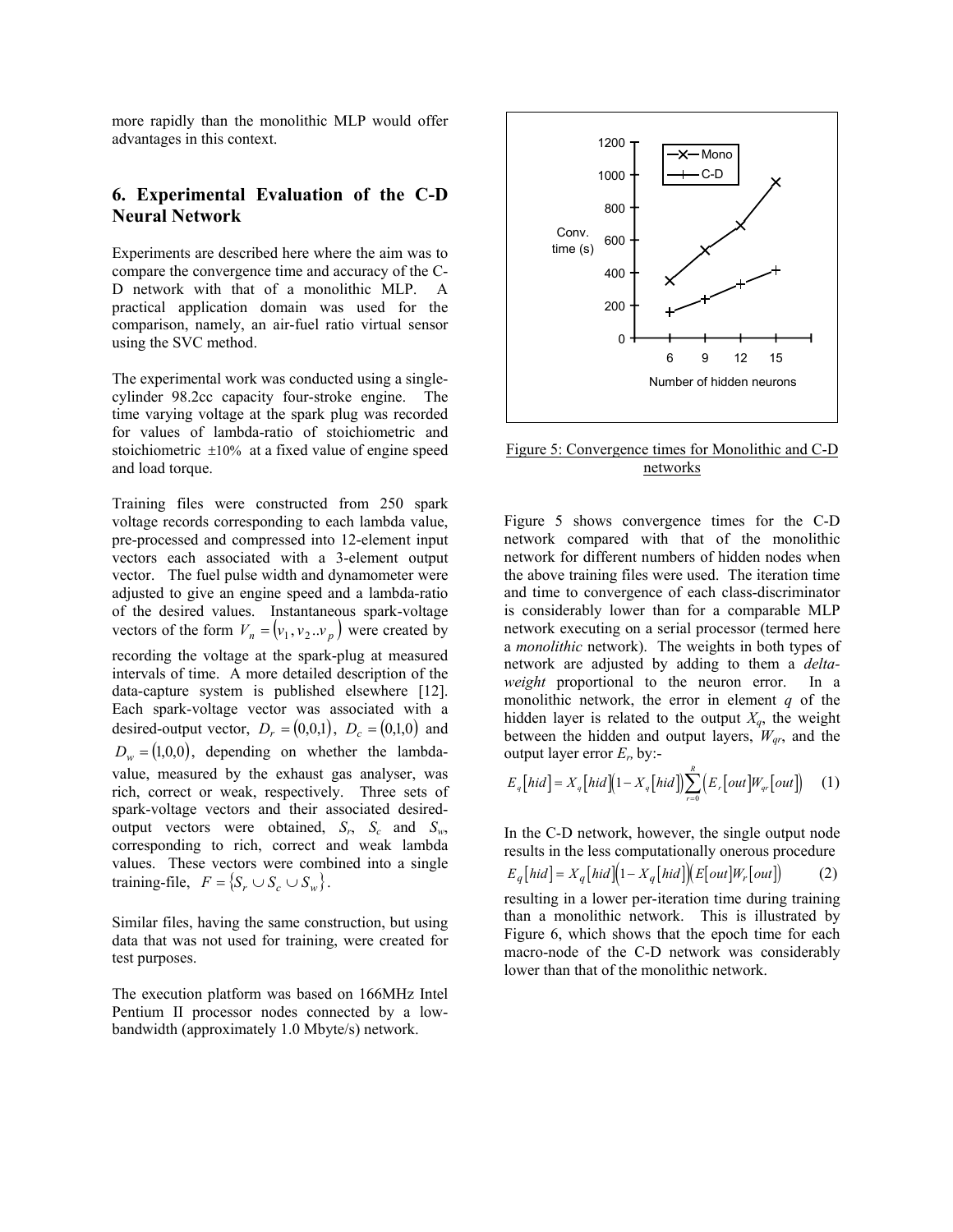more rapidly than the monolithic MLP would offer advantages in this context.

## 6. Experimental Evaluation of the C-D Neural Network

Experiments are described here where the aim was to compare the convergence time and accuracy of the C-D network with that of a monolithic MLP. A practical application domain was used for the comparison, namely, an air-fuel ratio virtual sensor using the SVC method.

The experimental work was conducted using a single-cylinder 98.2cc capacity four-stroke engine. The time varying voltage at the spark plug was recorded for values of lambda-ratio of stoichiometric and stoichiometric $\pm 10\%$ at a fixed value of engine speed and load torque.

Training files were constructed from 250 spark voltage records corresponding to each lambda value, pre-processed and compressed into 12-element input vectors each associated with a 3-element output vector. The fuel pulse width and dynamometer were adjusted to give an engine speed and a lambda-ratio of the desired values. Instantaneous spark-voltage vectors of the form $V_n = (v_1, v_2 .. v_p)$ were created by recording the voltage at the spark-plug at measured intervals of time. A more detailed description of the data-capture system is published elsewhere [12]. Each spark-voltage vector was associated with a desired-output vector, $D_r = (0,0,1)$, $D_c = (0,1,0)$ and $D_w = (1,0,0)$, depending on whether the lambda-value, measured by the exhaust gas analyser, was rich, correct or weak, respectively. Three sets of spark-voltage vectors and their associated desired-output vectors were obtained, $S_r$, $S_c$ and $S_w$, corresponding to rich, correct and weak lambda values. These vectors were combined into a single training-file, $F = \{S_r \cup S_c \cup S_w\}$.

Similar files, having the same construction, but using data that was not used for training, were created for test purposes.

The execution platform was based on 166MHz Intel Pentium II processor nodes connected by a low-bandwidth (approximately 1.0 Mbyte/s) network.

Figure 5: Convergence times for Monolithic and C-D networks

Figure 5 shows convergence times for the C-D network compared with that of the monolithic network for different numbers of hidden nodes when the above training files were used. The iteration time and time to convergence of each class-discriminator is considerably lower than for a comparable MLP network executing on a serial processor (termed here a *monolithic* network). The weights in both types of network are adjusted by adding to them a *delta-weight* proportional to the neuron error. In a monolithic network, the error in element $q$ of the hidden layer is related to the output $X_q$, the weight between the hidden and output layers, $W_{qr}$, and the output layer error $E_r$, by:-

$$E_q[hid] = X_q[hid](1 - X_q[hid]) \sum_{r=0}^{R} \left( E_r[out] W_{qr}[out] \right) \quad (1)$$

In the C-D network, however, the single output node results in the less computationally onerous procedure

$$E_q[hid] = X_q[hid](1 - X_q[hid])(E[out] W_r[out]) \quad (2)$$

resulting in a lower per-iteration time during training than a monolithic network. This is illustrated by Figure 6, which shows that the epoch time for each macro-node of the C-D network was considerably lower than that of the monolithic network.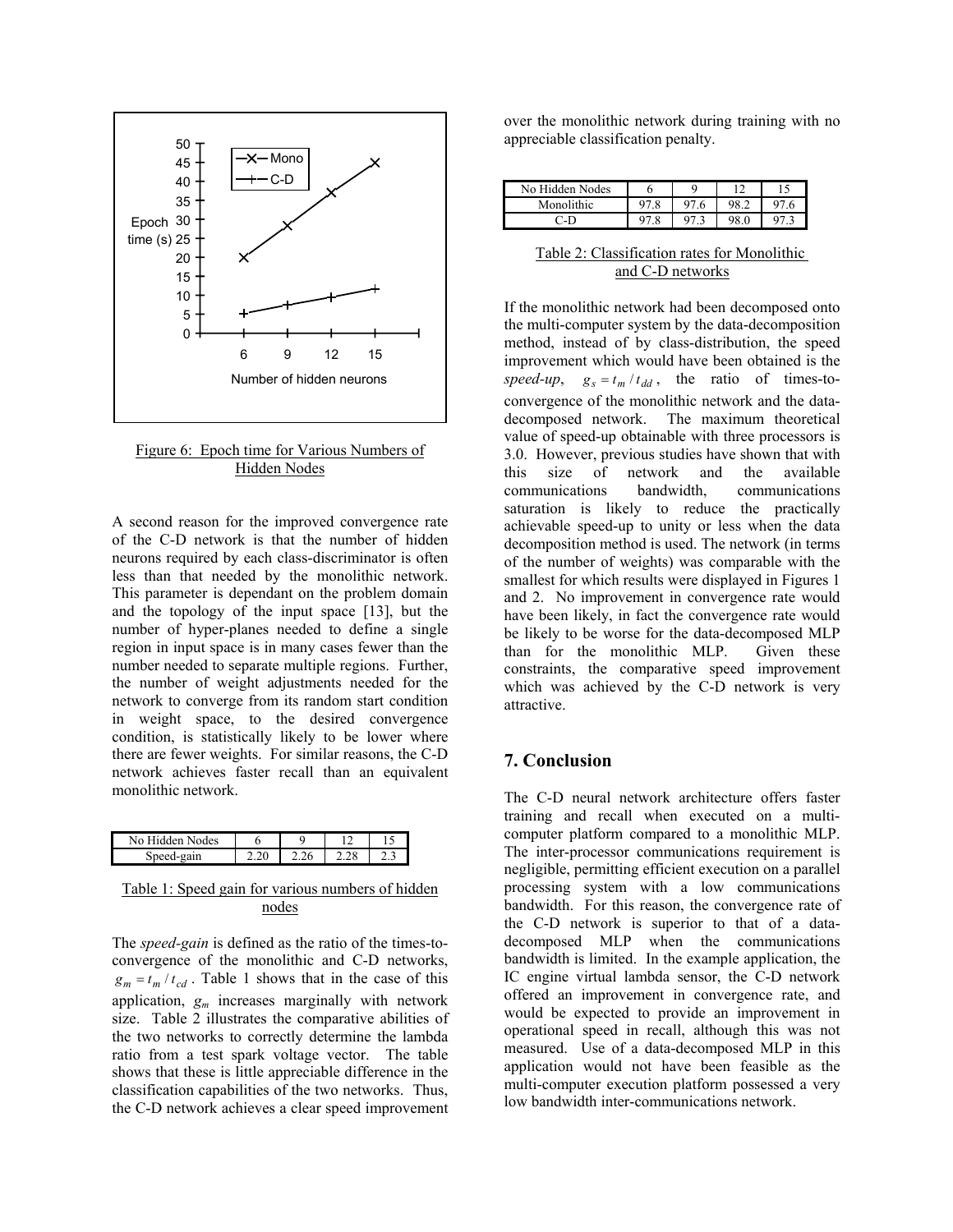Figure 6: Epoch time for Various Numbers of Hidden Nodes

A second reason for the improved convergence rate of the C-D network is that the number of hidden neurons required by each class-discriminator is often less than that needed by the monolithic network. This parameter is dependant on the problem domain and the topology of the input space [13], but the number of hyper-planes needed to define a single region in input space is in many cases fewer than the number needed to separate multiple regions. Further, the number of weight adjustments needed for the network to converge from its random start condition in weight space, to the desired convergence condition, is statistically likely to be lower where there are fewer weights. For similar reasons, the C-D network achieves faster recall than an equivalent monolithic network.

| No Hidden Nodes | 6 | 9 | 12 | 15 |
|---|---|---|---|---|
| Speed-gain | 2.20 | 2.26 | 2.28 | 2.3 |

Table 1: Speed gain for various numbers of hidden nodes

The *speed-gain* is defined as the ratio of the times-to-convergence of the monolithic and C-D networks, $g_m = t_m / t_{cd}$. Table 1 shows that in the case of this application, $g_m$ increases marginally with network size. Table 2 illustrates the comparative abilities of the two networks to correctly determine the lambda ratio from a test spark voltage vector. The table shows that these is little appreciable difference in the classification capabilities of the two networks. Thus, the C-D network achieves a clear speed improvement over the monolithic network during training with no appreciable classification penalty.

| No Hidden Nodes | 6 | 9 | 12 | 15 |
|---|---|---|---|---|
| Monolithic | 97.8 | 97.6 | 98.2 | 97.6 |
| C-D | 97.8 | 97.3 | 98.0 | 97.3 |

Table 2: Classification rates for Monolithic and C-D networks

If the monolithic network had been decomposed onto the multi-computer system by the data-decomposition method, instead of by class-distribution, the speed improvement which would have been obtained is the *speed-up*, $g_s = t_m / t_{dd}$, the ratio of times-to-convergence of the monolithic network and the data-decomposed network. The maximum theoretical value of speed-up obtainable with three processors is 3.0. However, previous studies have shown that with this size of network and the available communications bandwidth, communications saturation is likely to reduce the practically achievable speed-up to unity or less when the data decomposition method is used. The network (in terms of the number of weights) was comparable with the smallest for which results were displayed in Figures 1 and 2. No improvement in convergence rate would have been likely, in fact the convergence rate would be likely to be worse for the data-decomposed MLP than for the monolithic MLP. Given these constraints, the comparative speed improvement which was achieved by the C-D network is very attractive.

## 7. Conclusion

The C-D neural network architecture offers faster training and recall when executed on a multi-computer platform compared to a monolithic MLP. The inter-processor communications requirement is negligible, permitting efficient execution on a parallel processing system with a low communications bandwidth. For this reason, the convergence rate of the C-D network is superior to that of a data-decomposed MLP when the communications bandwidth is limited. In the example application, the IC engine virtual lambda sensor, the C-D network offered an improvement in convergence rate, and would be expected to provide an improvement in operational speed in recall, although this was not measured. Use of a data-decomposed MLP in this application would not have been feasible as the multi-computer execution platform possessed a very low bandwidth inter-communications network.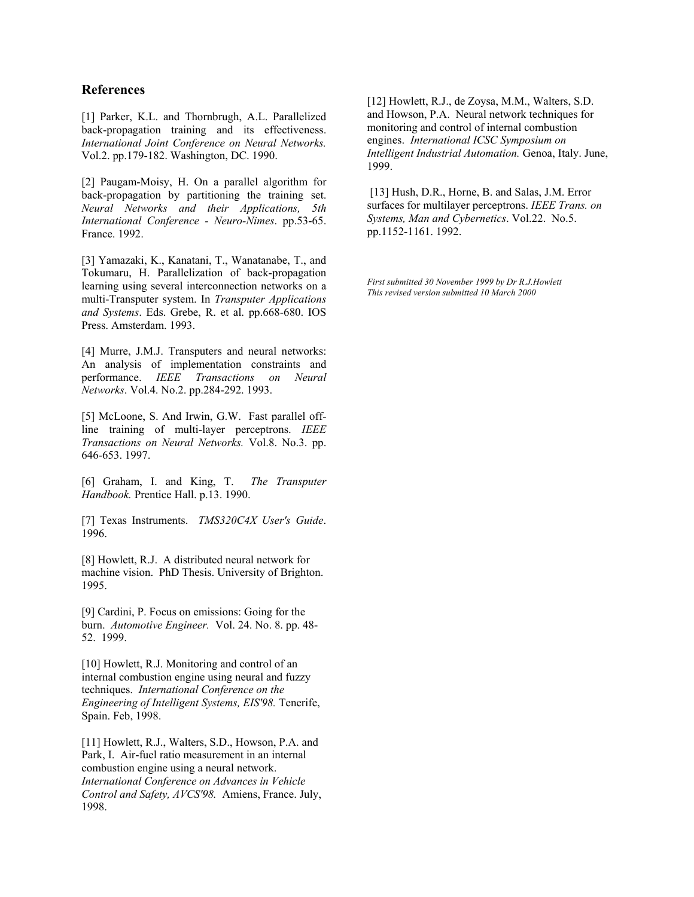## References

[1] Parker, K.L. and Thornbrugh, A.L. Parallelized back-propagation training and its effectiveness. *International Joint Conference on Neural Networks.* Vol.2. pp.179-182. Washington, DC. 1990.

[2] Paugam-Moisy, H. On a parallel algorithm for back-propagation by partitioning the training set. *Neural Networks and their Applications, 5th International Conference - Neuro-Nimes*. pp.53-65. France. 1992.

[3] Yamazaki, K., Kanatani, T., Wanatanabe, T., and Tokumaru, H. Parallelization of back-propagation learning using several interconnection networks on a multi-Transputer system. In *Transputer Applications and Systems*. Eds. Grebe, R. et al. pp.668-680. IOS Press. Amsterdam. 1993.

[4] Murre, J.M.J. Transputers and neural networks: An analysis of implementation constraints and performance. *IEEE Transactions on Neural Networks*. Vol.4. No.2. pp.284-292. 1993.

[5] McLoone, S. And Irwin, G.W. Fast parallel off-line training of multi-layer perceptrons. *IEEE Transactions on Neural Networks.* Vol.8. No.3. pp. 646-653. 1997.

[6] Graham, I. and King, T. *The Transputer Handbook.* Prentice Hall. p.13. 1990.

[7] Texas Instruments. *TMS320C4X User's Guide*. 1996.

[8] Howlett, R.J. A distributed neural network for machine vision. PhD Thesis. University of Brighton. 1995.

[9] Cardini, P. Focus on emissions: Going for the burn. *Automotive Engineer.* Vol. 24. No. 8. pp. 48-52. 1999.

[10] Howlett, R.J. Monitoring and control of an internal combustion engine using neural and fuzzy techniques. *International Conference on the Engineering of Intelligent Systems, EIS'98.* Tenerife, Spain. Feb, 1998.

[11] Howlett, R.J., Walters, S.D., Howson, P.A. and Park, I. Air-fuel ratio measurement in an internal combustion engine using a neural network. *International Conference on Advances in Vehicle Control and Safety, AVCS'98.* Amiens, France. July, 1998.

[12] Howlett, R.J., de Zoysa, M.M., Walters, S.D. and Howson, P.A. Neural network techniques for monitoring and control of internal combustion engines. *International ICSC Symposium on Intelligent Industrial Automation.* Genoa, Italy. June, 1999.

[13] Hush, D.R., Horne, B. and Salas, J.M. Error surfaces for multilayer perceptrons. *IEEE Trans. on Systems, Man and Cybernetics*. Vol.22. No.5. pp.1152-1161. 1992.

*First submitted 30 November 1999 by Dr R.J.Howlett*
*This revised version submitted 10 March 2000*